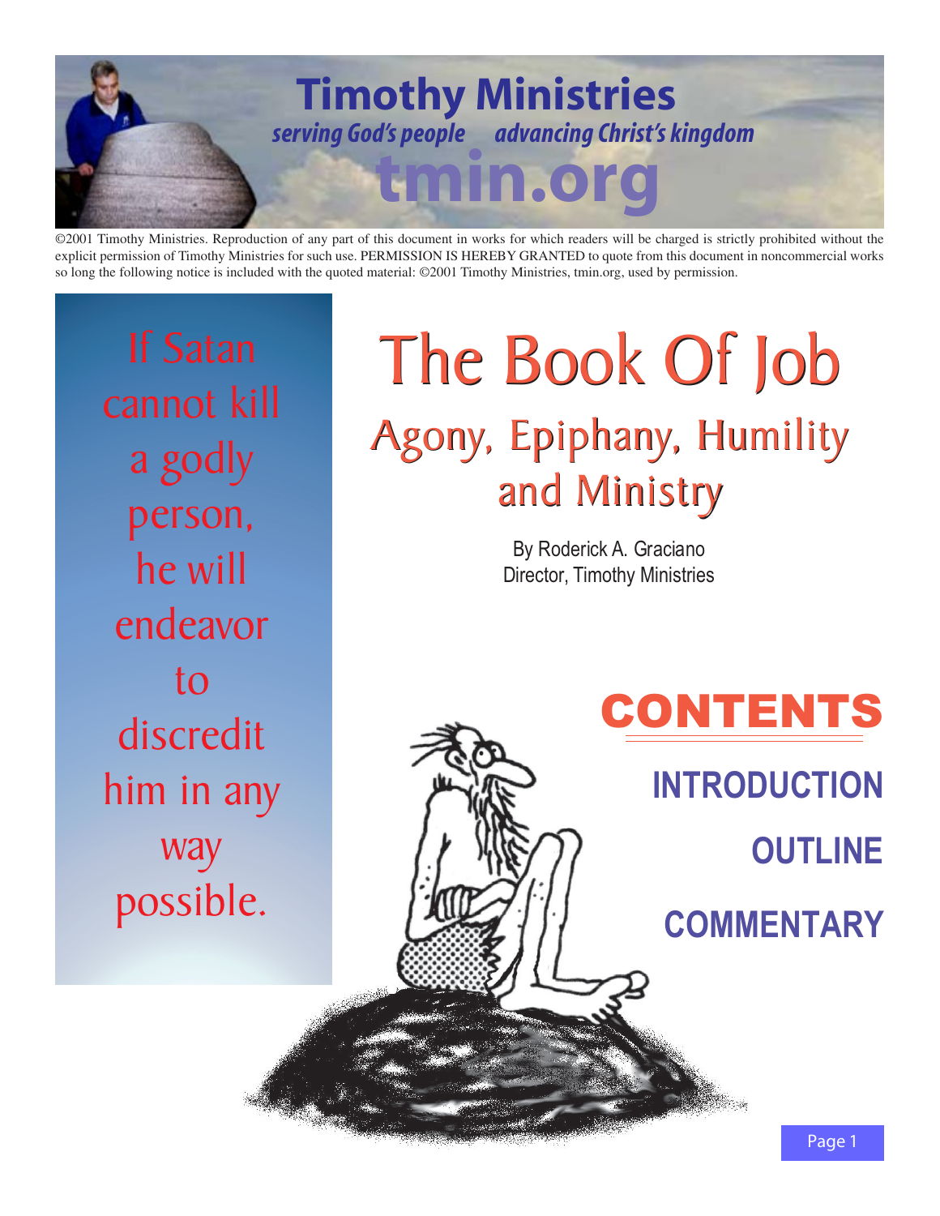# Timothy Ministries

*serving God's people advancing Christ's kingdom*

**tmin.org**

©2001 Timothy Ministries. Reproduction of any part of this document in works for which readers will be charged is strictly prohibited without the explicit permission of Timothy Ministries for such use. PERMISSION IS HEREBY GRANTED to quote from this document in noncommercial works so long the following notice is included with the quoted material: ©2001 Timothy Ministries, tmin.org, used by permission.

If Satan cannot kill a godly person, he will endeavor to discredit him in any way possible.

# The Book Of Job

## Agony, Epiphany, Humility and Ministry

By Roderick A. Graciano
Director, Timothy Ministries

## CONTENTS

**INTRODUCTION**

**OUTLINE**

**COMMENTARY**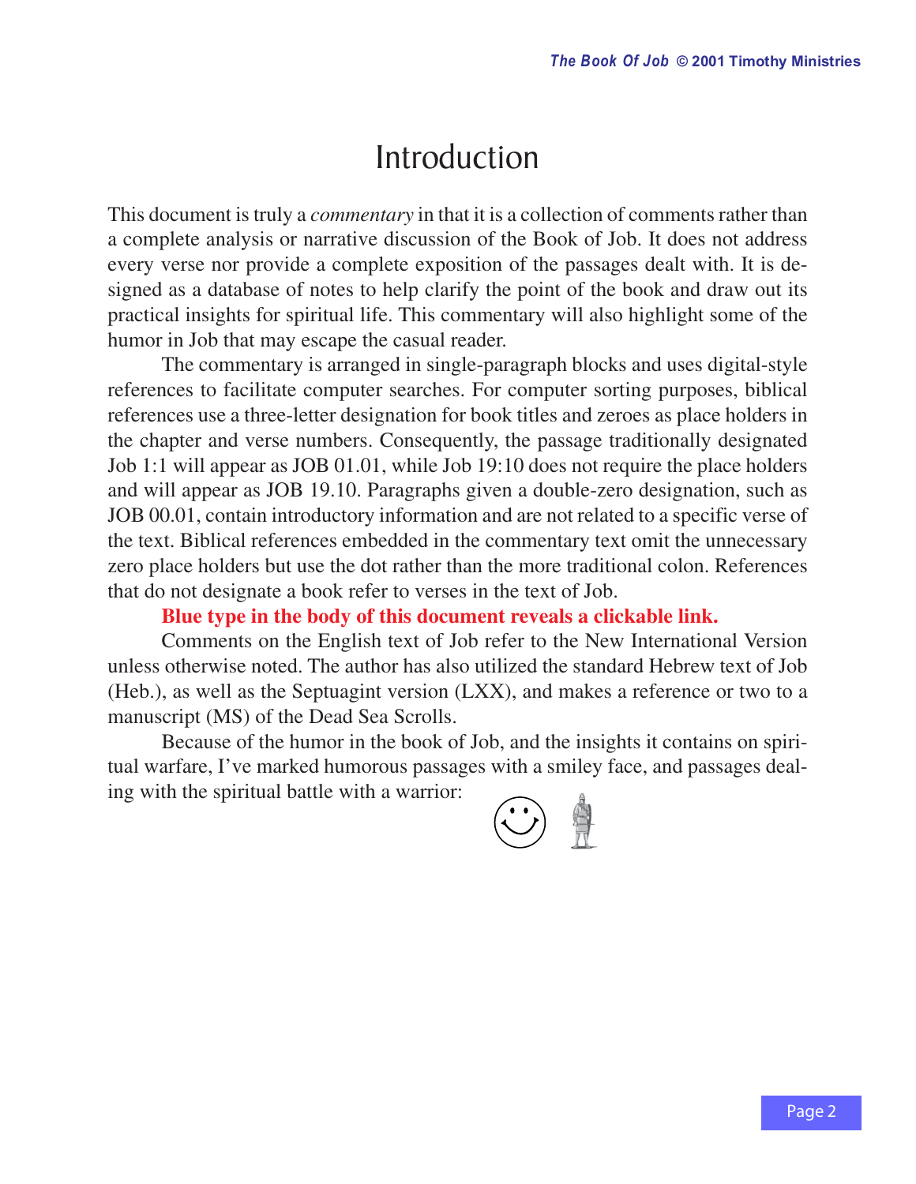# Introduction

This document is truly a *commentary* in that it is a collection of comments rather than a complete analysis or narrative discussion of the Book of Job. It does not address every verse nor provide a complete exposition of the passages dealt with. It is designed as a database of notes to help clarify the point of the book and draw out its practical insights for spiritual life. This commentary will also highlight some of the humor in Job that may escape the casual reader.

The commentary is arranged in single-paragraph blocks and uses digital-style references to facilitate computer searches. For computer sorting purposes, biblical references use a three-letter designation for book titles and zeroes as place holders in the chapter and verse numbers. Consequently, the passage traditionally designated Job 1:1 will appear as JOB 01.01, while Job 19:10 does not require the place holders and will appear as JOB 19.10. Paragraphs given a double-zero designation, such as JOB 00.01, contain introductory information and are not related to a specific verse of the text. Biblical references embedded in the commentary text omit the unnecessary zero place holders but use the dot rather than the more traditional colon. References that do not designate a book refer to verses in the text of Job.

**Blue type in the body of this document reveals a clickable link.**

Comments on the English text of Job refer to the New International Version unless otherwise noted. The author has also utilized the standard Hebrew text of Job (Heb.), as well as the Septuagint version (LXX), and makes a reference or two to a manuscript (MS) of the Dead Sea Scrolls.

Because of the humor in the book of Job, and the insights it contains on spiritual warfare, I've marked humorous passages with a smiley face, and passages dealing with the spiritual battle with a warrior: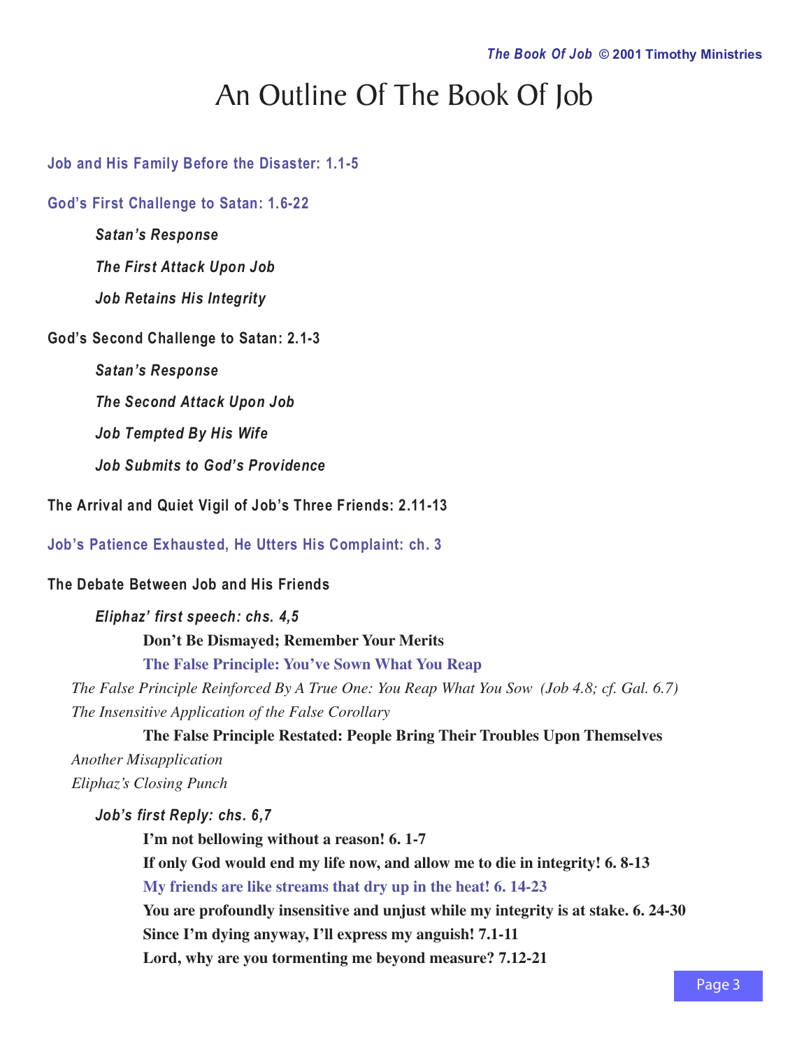# An Outline Of The Book Of Job

## Job and His Family Before the Disaster: 1.1-5

## God's First Challenge to Satan: 1.6-22

***Satan's Response***

***The First Attack Upon Job***

***Job Retains His Integrity***

## God's Second Challenge to Satan: 2.1-3

***Satan's Response***

***The Second Attack Upon Job***

***Job Tempted By His Wife***

***Job Submits to God's Providence***

## The Arrival and Quiet Vigil of Job's Three Friends: 2.11-13

## Job's Patience Exhausted, He Utters His Complaint: ch. 3

## The Debate Between Job and His Friends

### *Eliphaz' first speech: chs. 4,5*

**Don't Be Dismayed; Remember Your Merits**

**The False Principle: You've Sown What You Reap**

*The False Principle Reinforced By A True One: You Reap What You Sow (Job 4.8; cf. Gal. 6.7)*

*The Insensitive Application of the False Corollary*

**The False Principle Restated: People Bring Their Troubles Upon Themselves**

*Another Misapplication*

*Eliphaz's Closing Punch*

### *Job's first Reply: chs. 6,7*

**I'm not bellowing without a reason! 6. 1-7**

**If only God would end my life now, and allow me to die in integrity! 6. 8-13**

**My friends are like streams that dry up in the heat! 6. 14-23**

**You are profoundly insensitive and unjust while my integrity is at stake. 6. 24-30**

**Since I'm dying anyway, I'll express my anguish! 7.1-11**

**Lord, why are you tormenting me beyond measure? 7.12-21**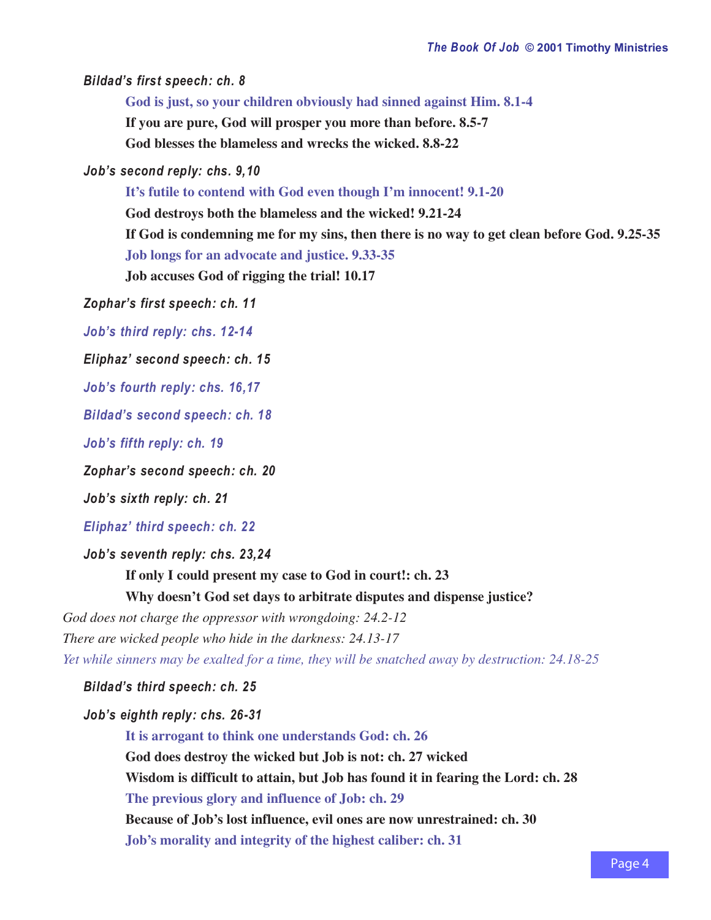***Bildad's first speech: ch. 8***

- **God is just, so your children obviously had sinned against Him. 8.1-4**
- **If you are pure, God will prosper you more than before. 8.5-7**
- **God blesses the blameless and wrecks the wicked. 8.8-22**

***Job's second reply: chs. 9,10***

- **It's futile to contend with God even though I'm innocent! 9.1-20**
- **God destroys both the blameless and the wicked! 9.21-24**
- **If God is condemning me for my sins, then there is no way to get clean before God. 9.25-35**
- **Job longs for an advocate and justice. 9.33-35**
- **Job accuses God of rigging the trial! 10.17**

***Zophar's first speech: ch. 11***

***Job's third reply: chs. 12-14***

***Eliphaz' second speech: ch. 15***

***Job's fourth reply: chs. 16,17***

***Bildad's second speech: ch. 18***

***Job's fifth reply: ch. 19***

***Zophar's second speech: ch. 20***

***Job's sixth reply: ch. 21***

***Eliphaz' third speech: ch. 22***

***Job's seventh reply: chs. 23,24***

- **If only I could present my case to God in court!: ch. 23**
- **Why doesn't God set days to arbitrate disputes and dispense justice?**

*God does not charge the oppressor with wrongdoing: 24.2-12*

*There are wicked people who hide in the darkness: 24.13-17*

*Yet while sinners may be exalted for a time, they will be snatched away by destruction: 24.18-25*

***Bildad's third speech: ch. 25***

***Job's eighth reply: chs. 26-31***

- **It is arrogant to think one understands God: ch. 26**
- **God does destroy the wicked but Job is not: ch. 27 wicked**
- **Wisdom is difficult to attain, but Job has found it in fearing the Lord: ch. 28**
- **The previous glory and influence of Job: ch. 29**
- **Because of Job's lost influence, evil ones are now unrestrained: ch. 30**
- **Job's morality and integrity of the highest caliber: ch. 31**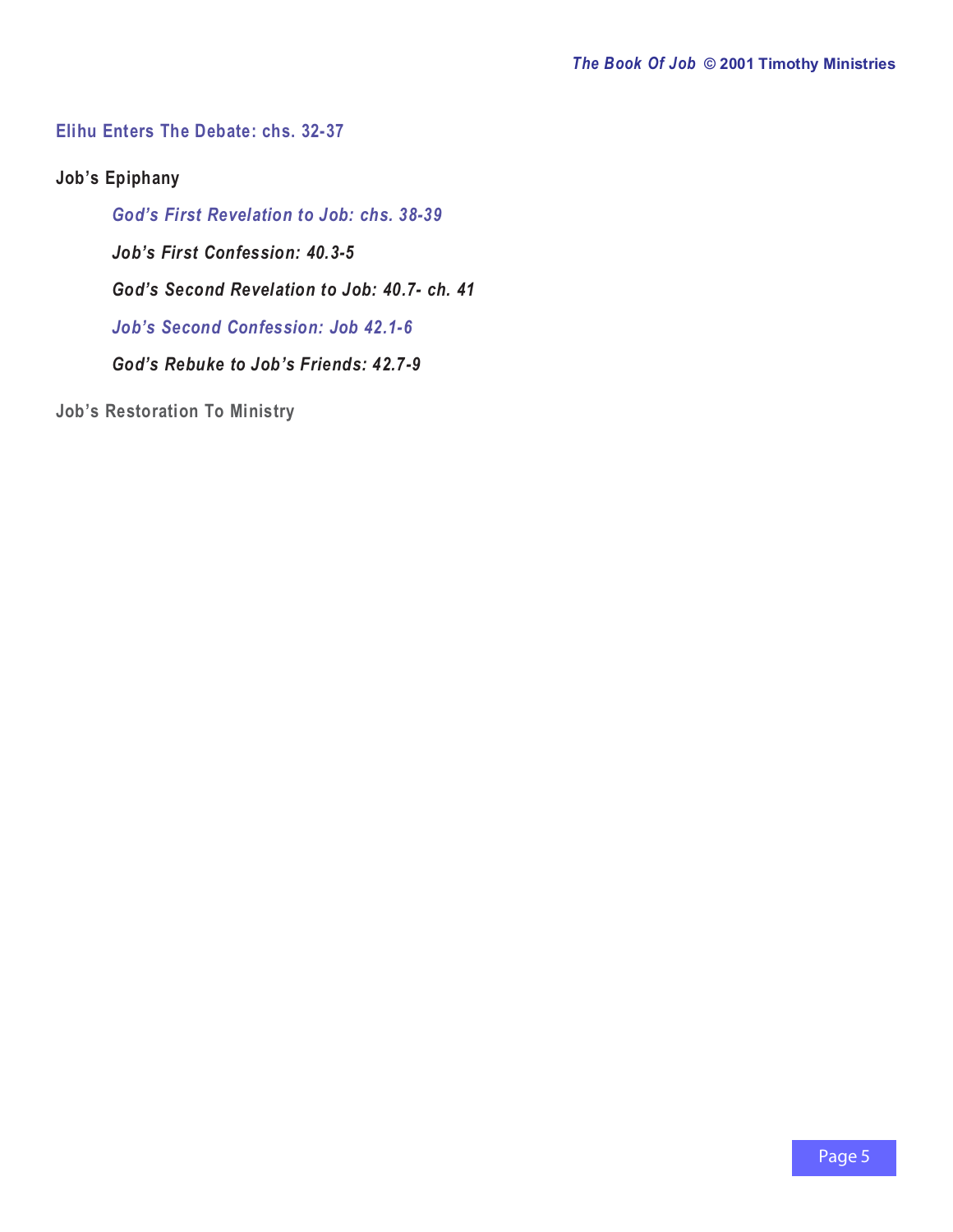## Elihu Enters The Debate: chs. 32-37

## Job's Epiphany

### *God's First Revelation to Job: chs. 38-39*

### *Job's First Confession: 40.3-5*

### *God's Second Revelation to Job: 40.7- ch. 41*

### *Job's Second Confession: Job 42.1-6*

### *God's Rebuke to Job's Friends: 42.7-9*

## Job's Restoration To Ministry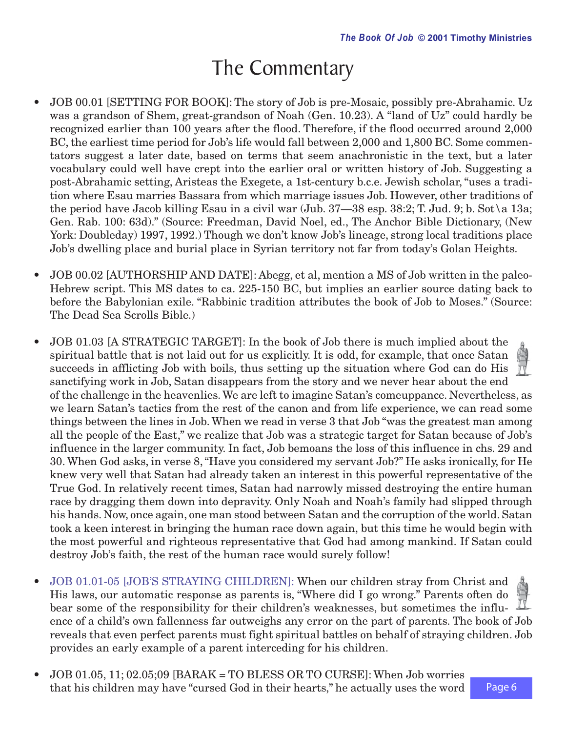# The Commentary

- JOB 00.01 [SETTING FOR BOOK]: The story of Job is pre-Mosaic, possibly pre-Abrahamic. Uz was a grandson of Shem, great-grandson of Noah (Gen. 10.23). A "land of Uz" could hardly be recognized earlier than 100 years after the flood. Therefore, if the flood occurred around 2,000 BC, the earliest time period for Job's life would fall between 2,000 and 1,800 BC. Some commentators suggest a later date, based on terms that seem anachronistic in the text, but a later vocabulary could well have crept into the earlier oral or written history of Job. Suggesting a post-Abrahamic setting, Aristeas the Exegete, a 1st-century b.c.e. Jewish scholar, "uses a tradition where Esau marries Bassara from which marriage issues Job. However, other traditions of the period have Jacob killing Esau in a civil war (Jub. 37—38 esp. 38:2; T. Jud. 9; b. Sot\a 13a; Gen. Rab. 100: 63d)." (Source: Freedman, David Noel, ed., The Anchor Bible Dictionary, (New York: Doubleday) 1997, 1992.) Though we don't know Job's lineage, strong local traditions place Job's dwelling place and burial place in Syrian territory not far from today's Golan Heights.

- JOB 00.02 [AUTHORSHIP AND DATE]: Abegg, et al, mention a MS of Job written in the paleo-Hebrew script. This MS dates to ca. 225-150 BC, but implies an earlier source dating back to before the Babylonian exile. "Rabbinic tradition attributes the book of Job to Moses." (Source: The Dead Sea Scrolls Bible.)

- JOB 01.03 [A STRATEGIC TARGET]: In the book of Job there is much implied about the spiritual battle that is not laid out for us explicitly. It is odd, for example, that once Satan succeeds in afflicting Job with boils, thus setting up the situation where God can do His sanctifying work in Job, Satan disappears from the story and we never hear about the end of the challenge in the heavenlies. We are left to imagine Satan's comeuppance. Nevertheless, as we learn Satan's tactics from the rest of the canon and from life experience, we can read some things between the lines in Job. When we read in verse 3 that Job "was the greatest man among all the people of the East," we realize that Job was a strategic target for Satan because of Job's influence in the larger community. In fact, Job bemoans the loss of this influence in chs. 29 and 30. When God asks, in verse 8, "Have you considered my servant Job?" He asks ironically, for He knew very well that Satan had already taken an interest in this powerful representative of the True God. In relatively recent times, Satan had narrowly missed destroying the entire human race by dragging them down into depravity. Only Noah and Noah's family had slipped through his hands. Now, once again, one man stood between Satan and the corruption of the world. Satan took a keen interest in bringing the human race down again, but this time he would begin with the most powerful and righteous representative that God had among mankind. If Satan could destroy Job's faith, the rest of the human race would surely follow!

- JOB 01.01-05 [JOB'S STRAYING CHILDREN]: When our children stray from Christ and His laws, our automatic response as parents is, "Where did I go wrong." Parents often do bear some of the responsibility for their children's weaknesses, but sometimes the influence of a child's own fallenness far outweighs any error on the part of parents. The book of Job reveals that even perfect parents must fight spiritual battles on behalf of straying children. Job provides an early example of a parent interceding for his children.

- JOB 01.05, 11; 02.05;09 [BARAK = TO BLESS OR TO CURSE]: When Job worries that his children may have "cursed God in their hearts," he actually uses the word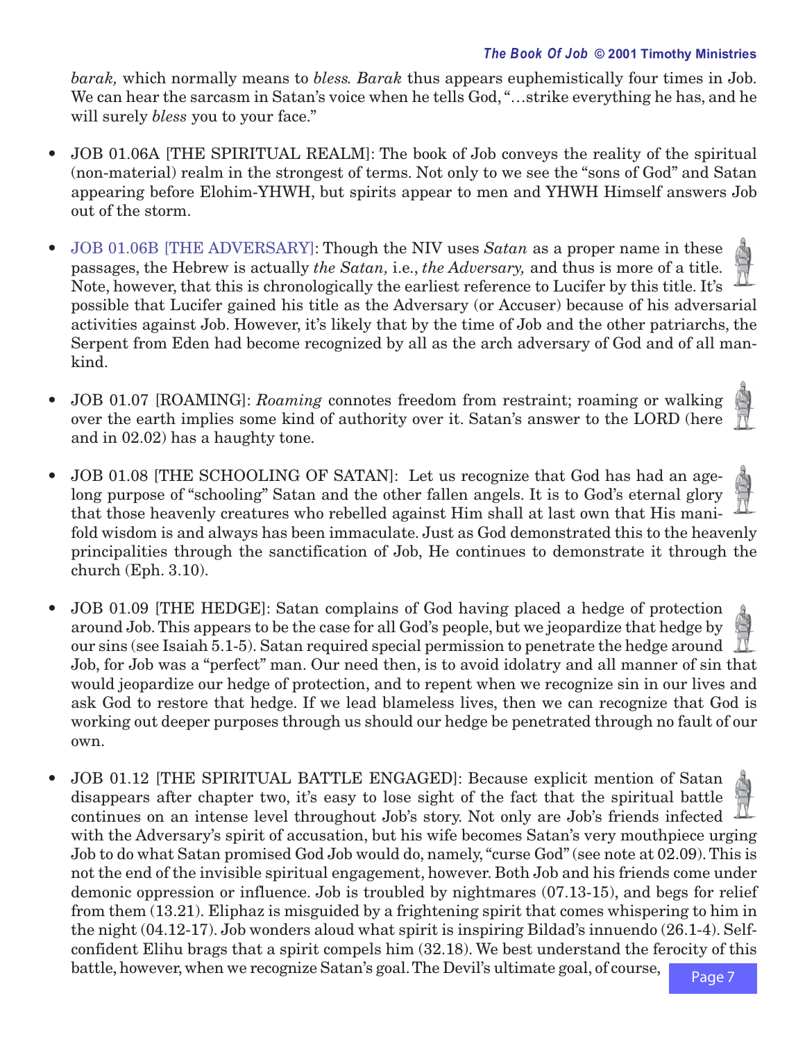*barak,* which normally means to *bless. Barak* thus appears euphemistically four times in Job. We can hear the sarcasm in Satan's voice when he tells God, "…strike everything he has, and he will surely *bless* you to your face."

- JOB 01.06A [THE SPIRITUAL REALM]: The book of Job conveys the reality of the spiritual (non-material) realm in the strongest of terms. Not only to we see the "sons of God" and Satan appearing before Elohim-YHWH, but spirits appear to men and YHWH Himself answers Job out of the storm.

- JOB 01.06B [THE ADVERSARY]: Though the NIV uses *Satan* as a proper name in these passages, the Hebrew is actually *the Satan,* i.e., *the Adversary,* and thus is more of a title. Note, however, that this is chronologically the earliest reference to Lucifer by this title. It's possible that Lucifer gained his title as the Adversary (or Accuser) because of his adversarial activities against Job. However, it's likely that by the time of Job and the other patriarchs, the Serpent from Eden had become recognized by all as the arch adversary of God and of all mankind.

- JOB 01.07 [ROAMING]: *Roaming* connotes freedom from restraint; roaming or walking over the earth implies some kind of authority over it. Satan's answer to the LORD (here and in 02.02) has a haughty tone.

- JOB 01.08 [THE SCHOOLING OF SATAN]: Let us recognize that God has had an age-long purpose of "schooling" Satan and the other fallen angels. It is to God's eternal glory that those heavenly creatures who rebelled against Him shall at last own that His manifold wisdom is and always has been immaculate. Just as God demonstrated this to the heavenly principalities through the sanctification of Job, He continues to demonstrate it through the church (Eph. 3.10).

- JOB 01.09 [THE HEDGE]: Satan complains of God having placed a hedge of protection around Job. This appears to be the case for all God's people, but we jeopardize that hedge by our sins (see Isaiah 5.1-5). Satan required special permission to penetrate the hedge around Job, for Job was a "perfect" man. Our need then, is to avoid idolatry and all manner of sin that would jeopardize our hedge of protection, and to repent when we recognize sin in our lives and ask God to restore that hedge. If we lead blameless lives, then we can recognize that God is working out deeper purposes through us should our hedge be penetrated through no fault of our own.

- JOB 01.12 [THE SPIRITUAL BATTLE ENGAGED]: Because explicit mention of Satan disappears after chapter two, it's easy to lose sight of the fact that the spiritual battle continues on an intense level throughout Job's story. Not only are Job's friends infected with the Adversary's spirit of accusation, but his wife becomes Satan's very mouthpiece urging Job to do what Satan promised God Job would do, namely, "curse God" (see note at 02.09). This is not the end of the invisible spiritual engagement, however. Both Job and his friends come under demonic oppression or influence. Job is troubled by nightmares (07.13-15), and begs for relief from them (13.21). Eliphaz is misguided by a frightening spirit that comes whispering to him in the night (04.12-17). Job wonders aloud what spirit is inspiring Bildad's innuendo (26.1-4). Self-confident Elihu brags that a spirit compels him (32.18). We best understand the ferocity of this battle, however, when we recognize Satan's goal. The Devil's ultimate goal, of course,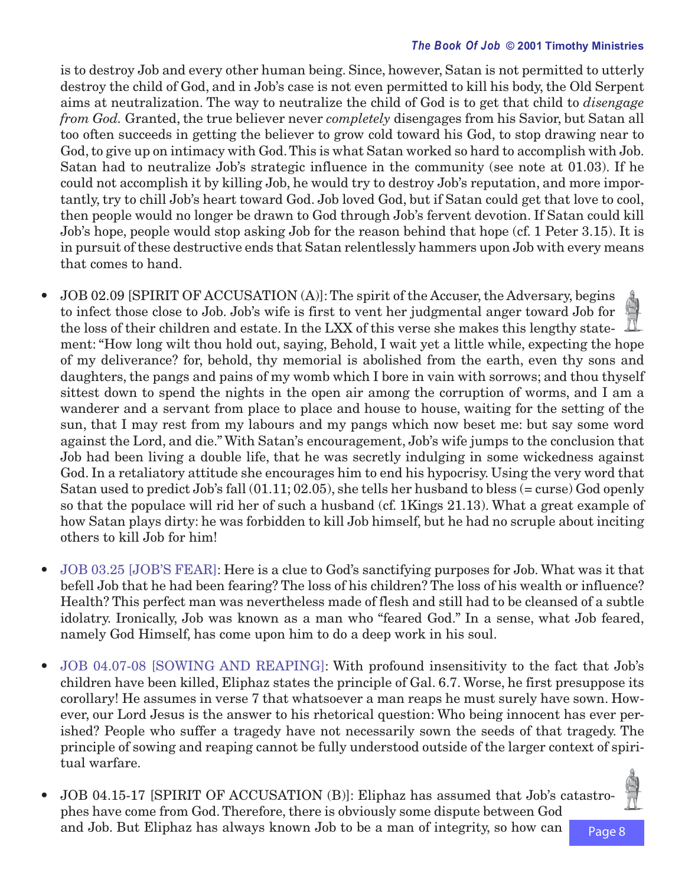is to destroy Job and every other human being. Since, however, Satan is not permitted to utterly destroy the child of God, and in Job's case is not even permitted to kill his body, the Old Serpent aims at neutralization. The way to neutralize the child of God is to get that child to *disengage from God.* Granted, the true believer never *completely* disengages from his Savior, but Satan all too often succeeds in getting the believer to grow cold toward his God, to stop drawing near to God, to give up on intimacy with God. This is what Satan worked so hard to accomplish with Job. Satan had to neutralize Job's strategic influence in the community (see note at 01.03). If he could not accomplish it by killing Job, he would try to destroy Job's reputation, and more importantly, try to chill Job's heart toward God. Job loved God, but if Satan could get that love to cool, then people would no longer be drawn to God through Job's fervent devotion. If Satan could kill Job's hope, people would stop asking Job for the reason behind that hope (cf. 1 Peter 3.15). It is in pursuit of these destructive ends that Satan relentlessly hammers upon Job with every means that comes to hand.

- JOB 02.09 [SPIRIT OF ACCUSATION (A)]: The spirit of the Accuser, the Adversary, begins to infect those close to Job. Job's wife is first to vent her judgmental anger toward Job for the loss of their children and estate. In the LXX of this verse she makes this lengthy statement: "How long wilt thou hold out, saying, Behold, I wait yet a little while, expecting the hope of my deliverance? for, behold, thy memorial is abolished from the earth, even thy sons and daughters, the pangs and pains of my womb which I bore in vain with sorrows; and thou thyself sittest down to spend the nights in the open air among the corruption of worms, and I am a wanderer and a servant from place to place and house to house, waiting for the setting of the sun, that I may rest from my labours and my pangs which now beset me: but say some word against the Lord, and die." With Satan's encouragement, Job's wife jumps to the conclusion that Job had been living a double life, that he was secretly indulging in some wickedness against God. In a retaliatory attitude she encourages him to end his hypocrisy. Using the very word that Satan used to predict Job's fall (01.11; 02.05), she tells her husband to bless (= curse) God openly so that the populace will rid her of such a husband (cf. 1Kings 21.13). What a great example of how Satan plays dirty: he was forbidden to kill Job himself, but he had no scruple about inciting others to kill Job for him!

- JOB 03.25 [JOB'S FEAR]: Here is a clue to God's sanctifying purposes for Job. What was it that befell Job that he had been fearing? The loss of his children? The loss of his wealth or influence? Health? This perfect man was nevertheless made of flesh and still had to be cleansed of a subtle idolatry. Ironically, Job was known as a man who "feared God." In a sense, what Job feared, namely God Himself, has come upon him to do a deep work in his soul.

- JOB 04.07-08 [SOWING AND REAPING]: With profound insensitivity to the fact that Job's children have been killed, Eliphaz states the principle of Gal. 6.7. Worse, he first presuppose its corollary! He assumes in verse 7 that whatsoever a man reaps he must surely have sown. However, our Lord Jesus is the answer to his rhetorical question: Who being innocent has ever perished? People who suffer a tragedy have not necessarily sown the seeds of that tragedy. The principle of sowing and reaping cannot be fully understood outside of the larger context of spiritual warfare.

- JOB 04.15-17 [SPIRIT OF ACCUSATION (B)]: Eliphaz has assumed that Job's catastrophes have come from God. Therefore, there is obviously some dispute between God and Job. But Eliphaz has always known Job to be a man of integrity, so how can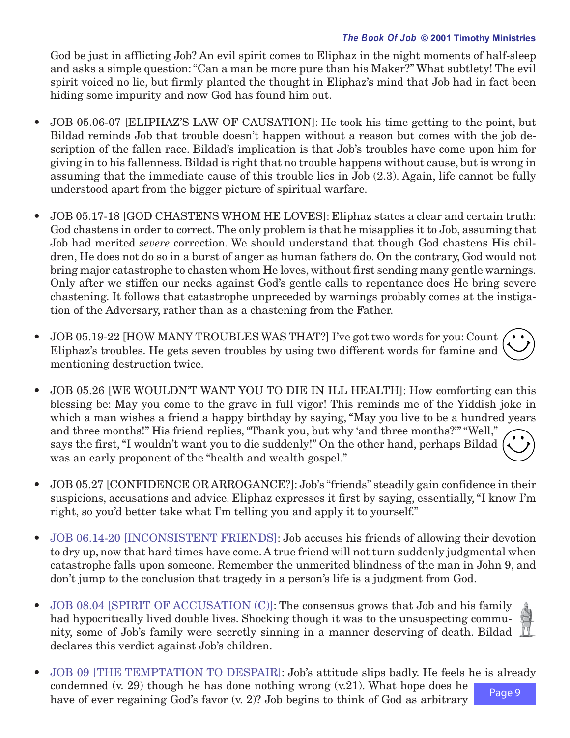God be just in afflicting Job? An evil spirit comes to Eliphaz in the night moments of half-sleep and asks a simple question: "Can a man be more pure than his Maker?" What subtlety! The evil spirit voiced no lie, but firmly planted the thought in Eliphaz's mind that Job had in fact been hiding some impurity and now God has found him out.

- JOB 05.06-07 [ELIPHAZ'S LAW OF CAUSATION]: He took his time getting to the point, but Bildad reminds Job that trouble doesn't happen without a reason but comes with the job description of the fallen race. Bildad's implication is that Job's troubles have come upon him for giving in to his fallenness. Bildad is right that no trouble happens without cause, but is wrong in assuming that the immediate cause of this trouble lies in Job (2.3). Again, life cannot be fully understood apart from the bigger picture of spiritual warfare.

- JOB 05.17-18 [GOD CHASTENS WHOM HE LOVES]: Eliphaz states a clear and certain truth: God chastens in order to correct. The only problem is that he misapplies it to Job, assuming that Job had merited *severe* correction. We should understand that though God chastens His children, He does not do so in a burst of anger as human fathers do. On the contrary, God would not bring major catastrophe to chasten whom He loves, without first sending many gentle warnings. Only after we stiffen our necks against God's gentle calls to repentance does He bring severe chastening. It follows that catastrophe unpreceded by warnings probably comes at the instigation of the Adversary, rather than as a chastening from the Father.

- JOB 05.19-22 [HOW MANY TROUBLES WAS THAT?] I've got two words for you: Count Eliphaz's troubles. He gets seven troubles by using two different words for famine and mentioning destruction twice.

- JOB 05.26 [WE WOULDN'T WANT YOU TO DIE IN ILL HEALTH]: How comforting can this blessing be: May you come to the grave in full vigor! This reminds me of the Yiddish joke in which a man wishes a friend a happy birthday by saying, "May you live to be a hundred years and three months!" His friend replies, "Thank you, but why 'and three months?'" "Well," says the first, "I wouldn't want you to die suddenly!" On the other hand, perhaps Bildad was an early proponent of the "health and wealth gospel."

- JOB 05.27 [CONFIDENCE OR ARROGANCE?]: Job's "friends" steadily gain confidence in their suspicions, accusations and advice. Eliphaz expresses it first by saying, essentially, "I know I'm right, so you'd better take what I'm telling you and apply it to yourself."

- JOB 06.14-20 [INCONSISTENT FRIENDS]: Job accuses his friends of allowing their devotion to dry up, now that hard times have come. A true friend will not turn suddenly judgmental when catastrophe falls upon someone. Remember the unmerited blindness of the man in John 9, and don't jump to the conclusion that tragedy in a person's life is a judgment from God.

- JOB 08.04 [SPIRIT OF ACCUSATION (C)]: The consensus grows that Job and his family had hypocritically lived double lives. Shocking though it was to the unsuspecting community, some of Job's family were secretly sinning in a manner deserving of death. Bildad declares this verdict against Job's children.

- JOB 09 [THE TEMPTATION TO DESPAIR]: Job's attitude slips badly. He feels he is already condemned (v. 29) though he has done nothing wrong (v.21). What hope does he have of ever regaining God's favor (v. 2)? Job begins to think of God as arbitrary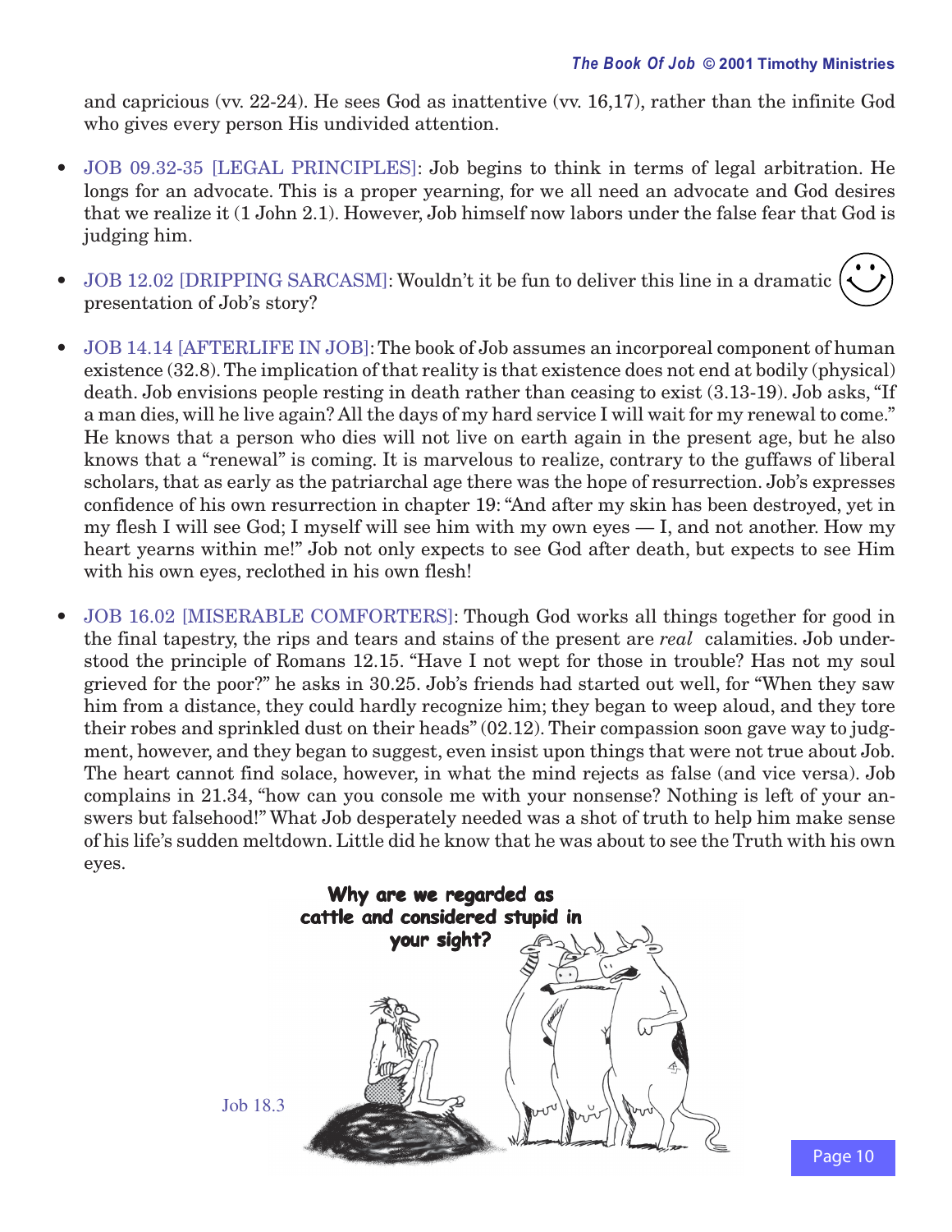and capricious (vv. 22-24). He sees God as inattentive (vv. 16,17), rather than the infinite God who gives every person His undivided attention.

- JOB 09.32-35 [LEGAL PRINCIPLES]: Job begins to think in terms of legal arbitration. He longs for an advocate. This is a proper yearning, for we all need an advocate and God desires that we realize it (1 John 2.1). However, Job himself now labors under the false fear that God is judging him.

- JOB 12.02 [DRIPPING SARCASM]: Wouldn't it be fun to deliver this line in a dramatic presentation of Job's story?

- JOB 14.14 [AFTERLIFE IN JOB]: The book of Job assumes an incorporeal component of human existence (32.8). The implication of that reality is that existence does not end at bodily (physical) death. Job envisions people resting in death rather than ceasing to exist (3.13-19). Job asks, "If a man dies, will he live again? All the days of my hard service I will wait for my renewal to come." He knows that a person who dies will not live on earth again in the present age, but he also knows that a "renewal" is coming. It is marvelous to realize, contrary to the guffaws of liberal scholars, that as early as the patriarchal age there was the hope of resurrection. Job's expresses confidence of his own resurrection in chapter 19: "And after my skin has been destroyed, yet in my flesh I will see God; I myself will see him with my own eyes — I, and not another. How my heart yearns within me!" Job not only expects to see God after death, but expects to see Him with his own eyes, reclothed in his own flesh!

- JOB 16.02 [MISERABLE COMFORTERS]: Though God works all things together for good in the final tapestry, the rips and tears and stains of the present are *real* calamities. Job understood the principle of Romans 12.15. "Have I not wept for those in trouble? Has not my soul grieved for the poor?" he asks in 30.25. Job's friends had started out well, for "When they saw him from a distance, they could hardly recognize him; they began to weep aloud, and they tore their robes and sprinkled dust on their heads" (02.12). Their compassion soon gave way to judgment, however, and they began to suggest, even insist upon things that were not true about Job. The heart cannot find solace, however, in what the mind rejects as false (and vice versa). Job complains in 21.34, "how can you console me with your nonsense? Nothing is left of your answers but falsehood!" What Job desperately needed was a shot of truth to help him make sense of his life's sudden meltdown. Little did he know that he was about to see the Truth with his own eyes.

**Why are we regarded as cattle and considered stupid in your sight?**

Job 18.3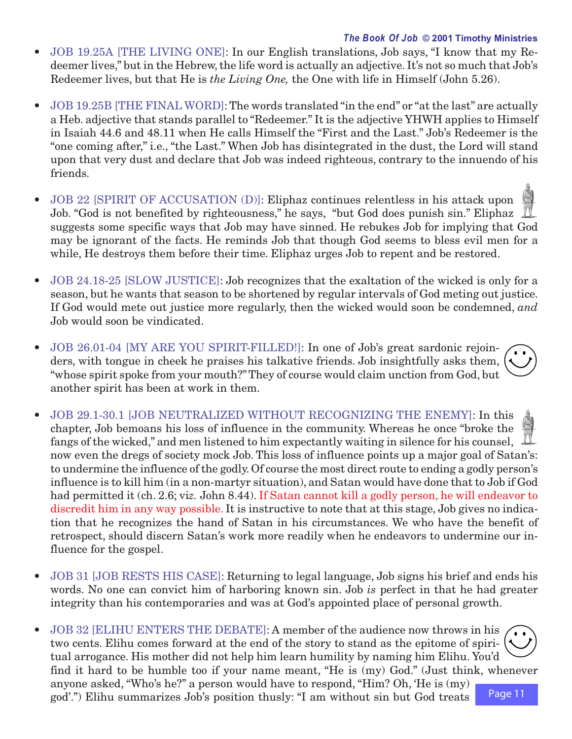- JOB 19.25A [THE LIVING ONE]: In our English translations, Job says, "I know that my Redeemer lives," but in the Hebrew, the life word is actually an adjective. It's not so much that Job's Redeemer lives, but that He is *the Living One,* the One with life in Himself (John 5.26).

- JOB 19.25B [THE FINAL WORD]: The words translated "in the end" or "at the last" are actually a Heb. adjective that stands parallel to "Redeemer." It is the adjective YHWH applies to Himself in Isaiah 44.6 and 48.11 when He calls Himself the "First and the Last." Job's Redeemer is the "one coming after," i.e., "the Last." When Job has disintegrated in the dust, the Lord will stand upon that very dust and declare that Job was indeed righteous, contrary to the innuendo of his friends.

- JOB 22 [SPIRIT OF ACCUSATION (D)]: Eliphaz continues relentless in his attack upon Job. "God is not benefited by righteousness," he says, "but God does punish sin." Eliphaz suggests some specific ways that Job may have sinned. He rebukes Job for implying that God may be ignorant of the facts. He reminds Job that though God seems to bless evil men for a while, He destroys them before their time. Eliphaz urges Job to repent and be restored.

- JOB 24.18-25 [SLOW JUSTICE]: Job recognizes that the exaltation of the wicked is only for a season, but he wants that season to be shortened by regular intervals of God meting out justice. If God would mete out justice more regularly, then the wicked would soon be condemned, *and* Job would soon be vindicated.

- JOB 26.01-04 [MY ARE YOU SPIRIT-FILLED!]: In one of Job's great sardonic rejoinders, with tongue in cheek he praises his talkative friends. Job insightfully asks them, "whose spirit spoke from your mouth?" They of course would claim unction from God, but another spirit has been at work in them.

- JOB 29.1-30.1 [JOB NEUTRALIZED WITHOUT RECOGNIZING THE ENEMY]: In this chapter, Job bemoans his loss of influence in the community. Whereas he once "broke the fangs of the wicked," and men listened to him expectantly waiting in silence for his counsel, now even the dregs of society mock Job. This loss of influence points up a major goal of Satan's: to undermine the influence of the godly. Of course the most direct route to ending a godly person's influence is to kill him (in a non-martyr situation), and Satan would have done that to Job if God had permitted it (ch. 2.6; v*iz*. John 8.44). If Satan cannot kill a godly person, he will endeavor to discredit him in any way possible. It is instructive to note that at this stage, Job gives no indication that he recognizes the hand of Satan in his circumstances. We who have the benefit of retrospect, should discern Satan's work more readily when he endeavors to undermine our influence for the gospel.

- JOB 31 [JOB RESTS HIS CASE]: Returning to legal language, Job signs his brief and ends his words. No one can convict him of harboring known sin. Job *is* perfect in that he had greater integrity than his contemporaries and was at God's appointed place of personal growth.

- JOB 32 [ELIHU ENTERS THE DEBATE]: A member of the audience now throws in his two cents. Elihu comes forward at the end of the story to stand as the epitome of spiritual arrogance. His mother did not help him learn humility by naming him Elihu. You'd find it hard to be humble too if your name meant, "He is (my) God." (Just think, whenever anyone asked, "Who's he?" a person would have to respond, "Him? Oh, 'He is (my) god'.") Elihu summarizes Job's position thusly: "I am without sin but God treats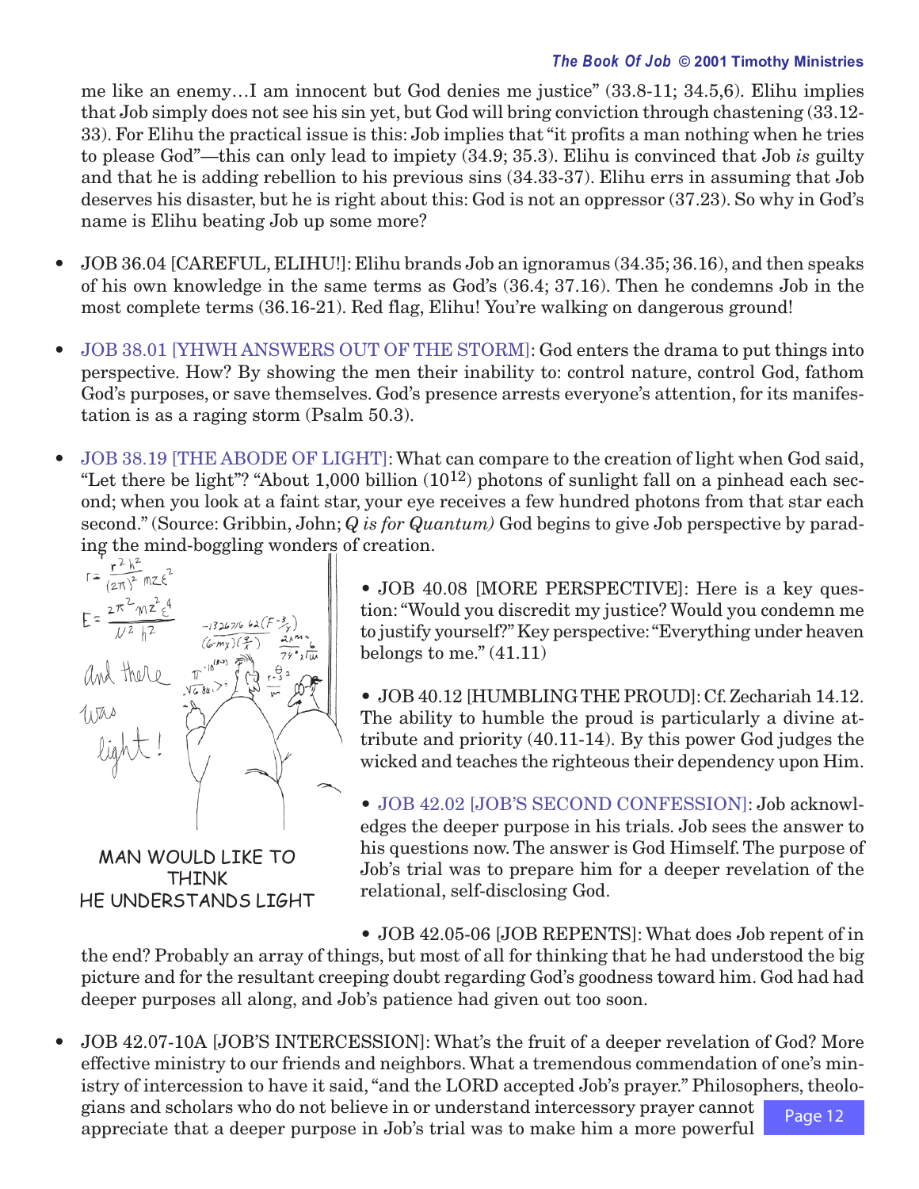me like an enemy…I am innocent but God denies me justice" (33.8-11; 34.5,6). Elihu implies that Job simply does not see his sin yet, but God will bring conviction through chastening (33.12-33). For Elihu the practical issue is this: Job implies that "it profits a man nothing when he tries to please God"—this can only lead to impiety (34.9; 35.3). Elihu is convinced that Job *is* guilty and that he is adding rebellion to his previous sins (34.33-37). Elihu errs in assuming that Job deserves his disaster, but he is right about this: God is not an oppressor (37.23). So why in God's name is Elihu beating Job up some more?

- JOB 36.04 [CAREFUL, ELIHU!]: Elihu brands Job an ignoramus (34.35; 36.16), and then speaks of his own knowledge in the same terms as God's (36.4; 37.16). Then he condemns Job in the most complete terms (36.16-21). Red flag, Elihu! You're walking on dangerous ground!

- JOB 38.01 [YHWH ANSWERS OUT OF THE STORM]: God enters the drama to put things into perspective. How? By showing the men their inability to: control nature, control God, fathom God's purposes, or save themselves. God's presence arrests everyone's attention, for its manifestation is as a raging storm (Psalm 50.3).

- JOB 38.19 [THE ABODE OF LIGHT]: What can compare to the creation of light when God said, "Let there be light"? "About 1,000 billion ($10^{12}$) photons of sunlight fall on a pinhead each second; when you look at a faint star, your eye receives a few hundred photons from that star each second." (Source: Gribbin, John; *Q is for Quantum)* God begins to give Job perspective by parading the mind-boggling wonders of creation.

MAN WOULD LIKE TO THINK HE UNDERSTANDS LIGHT

- JOB 40.08 [MORE PERSPECTIVE]: Here is a key question: "Would you discredit my justice? Would you condemn me to justify yourself?" Key perspective: "Everything under heaven belongs to me." (41.11)

- JOB 40.12 [HUMBLING THE PROUD]: Cf. Zechariah 14.12. The ability to humble the proud is particularly a divine attribute and priority (40.11-14). By this power God judges the wicked and teaches the righteous their dependency upon Him.

- JOB 42.02 [JOB'S SECOND CONFESSION]: Job acknowledges the deeper purpose in his trials. Job sees the answer to his questions now. The answer is God Himself. The purpose of Job's trial was to prepare him for a deeper revelation of the relational, self-disclosing God.

- JOB 42.05-06 [JOB REPENTS]: What does Job repent of in the end? Probably an array of things, but most of all for thinking that he had understood the big picture and for the resultant creeping doubt regarding God's goodness toward him. God had had deeper purposes all along, and Job's patience had given out too soon.

- JOB 42.07-10A [JOB'S INTERCESSION]: What's the fruit of a deeper revelation of God? More effective ministry to our friends and neighbors. What a tremendous commendation of one's ministry of intercession to have it said, "and the LORD accepted Job's prayer." Philosophers, theologians and scholars who do not believe in or understand intercessory prayer cannot appreciate that a deeper purpose in Job's trial was to make him a more powerful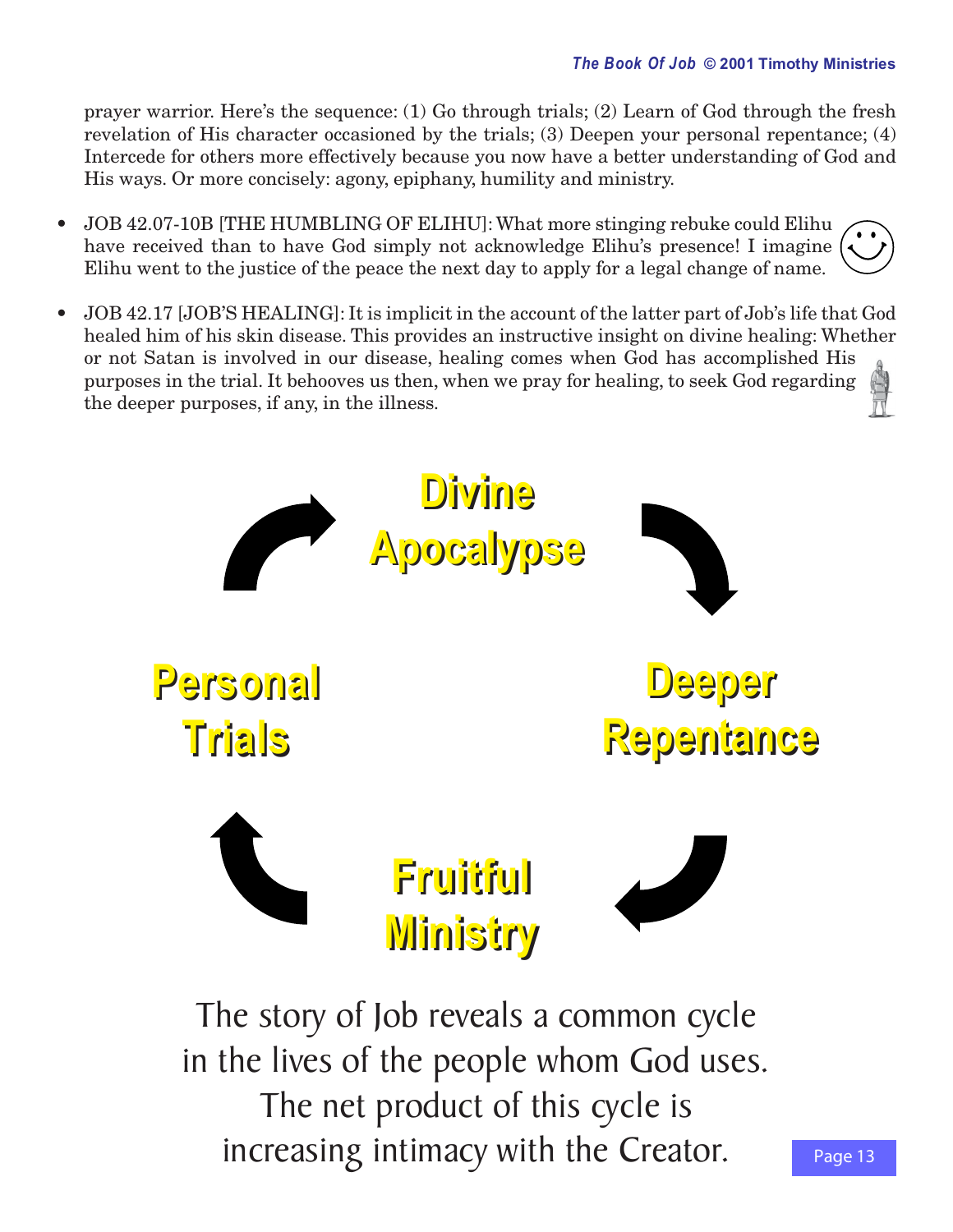prayer warrior. Here's the sequence: (1) Go through trials; (2) Learn of God through the fresh revelation of His character occasioned by the trials; (3) Deepen your personal repentance; (4) Intercede for others more effectively because you now have a better understanding of God and His ways. Or more concisely: agony, epiphany, humility and ministry.

- JOB 42.07-10B [THE HUMBLING OF ELIHU]: What more stinging rebuke could Elihu have received than to have God simply not acknowledge Elihu's presence! I imagine Elihu went to the justice of the peace the next day to apply for a legal change of name.

- JOB 42.17 [JOB'S HEALING]: It is implicit in the account of the latter part of Job's life that God healed him of his skin disease. This provides an instructive insight on divine healing: Whether or not Satan is involved in our disease, healing comes when God has accomplished His purposes in the trial. It behooves us then, when we pray for healing, to seek God regarding the deeper purposes, if any, in the illness.

Divine Apocalypse

Deeper Repentance

Fruitful Ministry

Personal Trials

The story of Job reveals a common cycle in the lives of the people whom God uses. The net product of this cycle is increasing intimacy with the Creator.